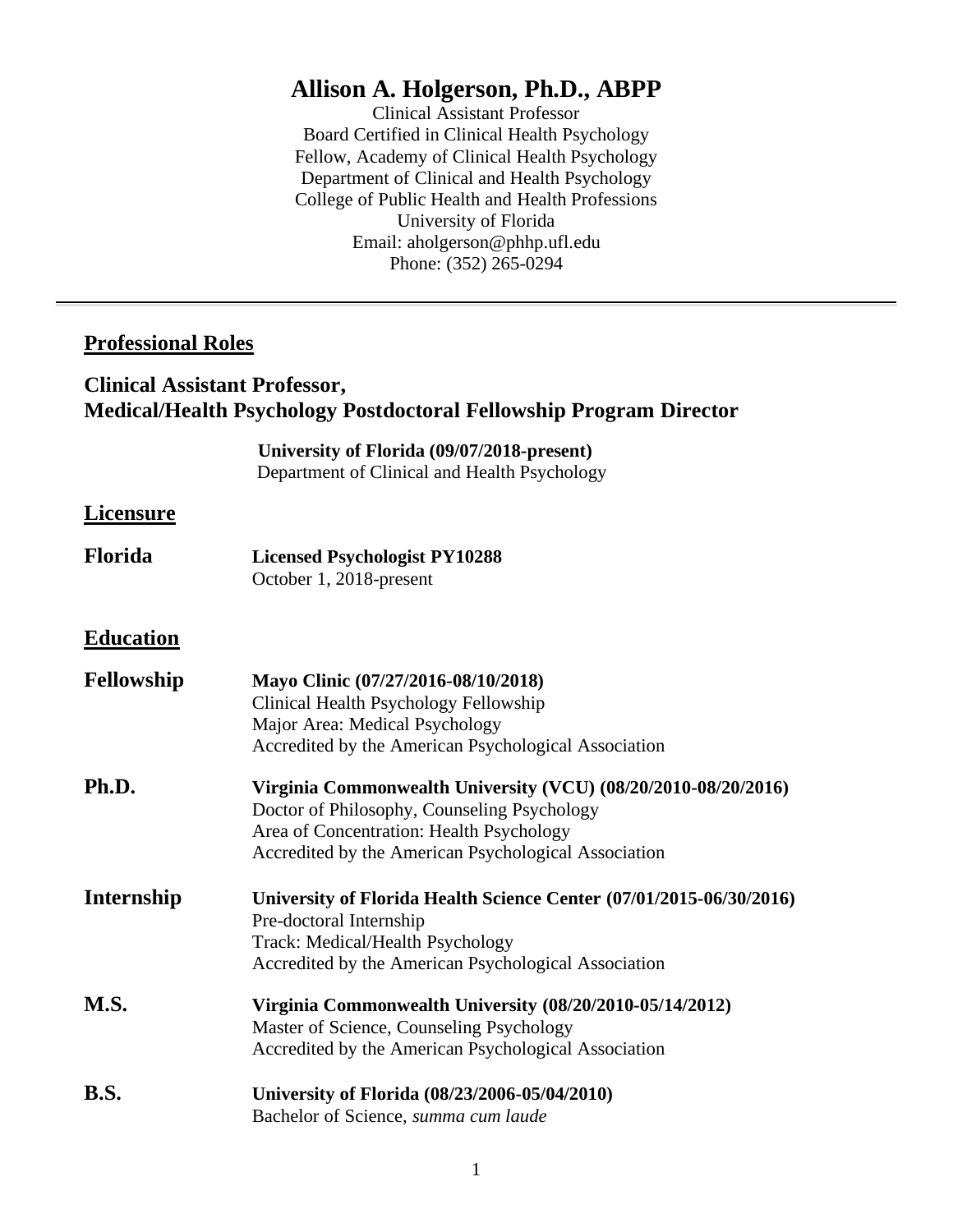# Allison A. Holgerson, Ph.D., ABPP

Clinical Assistant Professor
Board Certified in Clinical Health Psychology
Fellow, Academy of Clinical Health Psychology
Department of Clinical and Health Psychology
College of Public Health and Health Professions
University of Florida
Email: aholgerson@phhp.ufl.edu
Phone: (352) 265-0294

---

## Professional Roles

### Clinical Assistant Professor, Medical/Health Psychology Postdoctoral Fellowship Program Director

**University of Florida (09/07/2018-present)**
Department of Clinical and Health Psychology

## Licensure

**Florida** — **Licensed Psychologist PY10288**
October 1, 2018-present

## Education

**Fellowship** — **Mayo Clinic (07/27/2016-08/10/2018)**
Clinical Health Psychology Fellowship
Major Area: Medical Psychology
Accredited by the American Psychological Association

**Ph.D.** — **Virginia Commonwealth University (VCU) (08/20/2010-08/20/2016)**
Doctor of Philosophy, Counseling Psychology
Area of Concentration: Health Psychology
Accredited by the American Psychological Association

**Internship** — **University of Florida Health Science Center (07/01/2015-06/30/2016)**
Pre-doctoral Internship
Track: Medical/Health Psychology
Accredited by the American Psychological Association

**M.S.** — **Virginia Commonwealth University (08/20/2010-05/14/2012)**
Master of Science, Counseling Psychology
Accredited by the American Psychological Association

**B.S.** — **University of Florida (08/23/2006-05/04/2010)**
Bachelor of Science, *summa cum laude*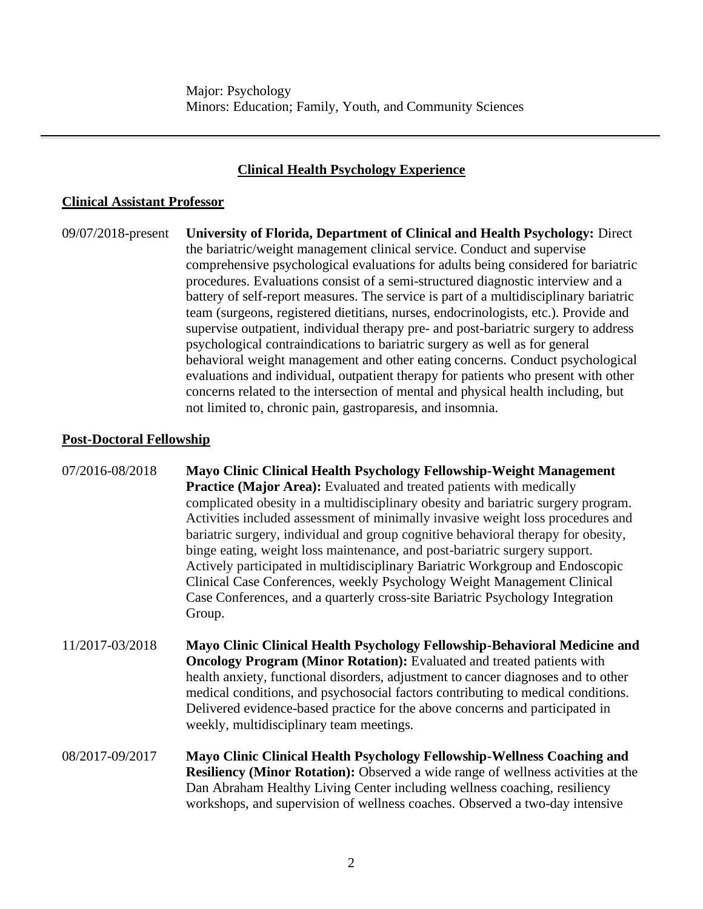Major: Psychology
Minors: Education; Family, Youth, and Community Sciences

---

## Clinical Health Psychology Experience

### Clinical Assistant Professor

09/07/2018-present **University of Florida, Department of Clinical and Health Psychology:** Direct the bariatric/weight management clinical service. Conduct and supervise comprehensive psychological evaluations for adults being considered for bariatric procedures. Evaluations consist of a semi-structured diagnostic interview and a battery of self-report measures. The service is part of a multidisciplinary bariatric team (surgeons, registered dietitians, nurses, endocrinologists, etc.). Provide and supervise outpatient, individual therapy pre- and post-bariatric surgery to address psychological contraindications to bariatric surgery as well as for general behavioral weight management and other eating concerns. Conduct psychological evaluations and individual, outpatient therapy for patients who present with other concerns related to the intersection of mental and physical health including, but not limited to, chronic pain, gastroparesis, and insomnia.

### Post-Doctoral Fellowship

07/2016-08/2018 **Mayo Clinic Clinical Health Psychology Fellowship-Weight Management Practice (Major Area):** Evaluated and treated patients with medically complicated obesity in a multidisciplinary obesity and bariatric surgery program. Activities included assessment of minimally invasive weight loss procedures and bariatric surgery, individual and group cognitive behavioral therapy for obesity, binge eating, weight loss maintenance, and post-bariatric surgery support. Actively participated in multidisciplinary Bariatric Workgroup and Endoscopic Clinical Case Conferences, weekly Psychology Weight Management Clinical Case Conferences, and a quarterly cross-site Bariatric Psychology Integration Group.

11/2017-03/2018 **Mayo Clinic Clinical Health Psychology Fellowship-Behavioral Medicine and Oncology Program (Minor Rotation):** Evaluated and treated patients with health anxiety, functional disorders, adjustment to cancer diagnoses and to other medical conditions, and psychosocial factors contributing to medical conditions. Delivered evidence-based practice for the above concerns and participated in weekly, multidisciplinary team meetings.

08/2017-09/2017 **Mayo Clinic Clinical Health Psychology Fellowship-Wellness Coaching and Resiliency (Minor Rotation):** Observed a wide range of wellness activities at the Dan Abraham Healthy Living Center including wellness coaching, resiliency workshops, and supervision of wellness coaches. Observed a two-day intensive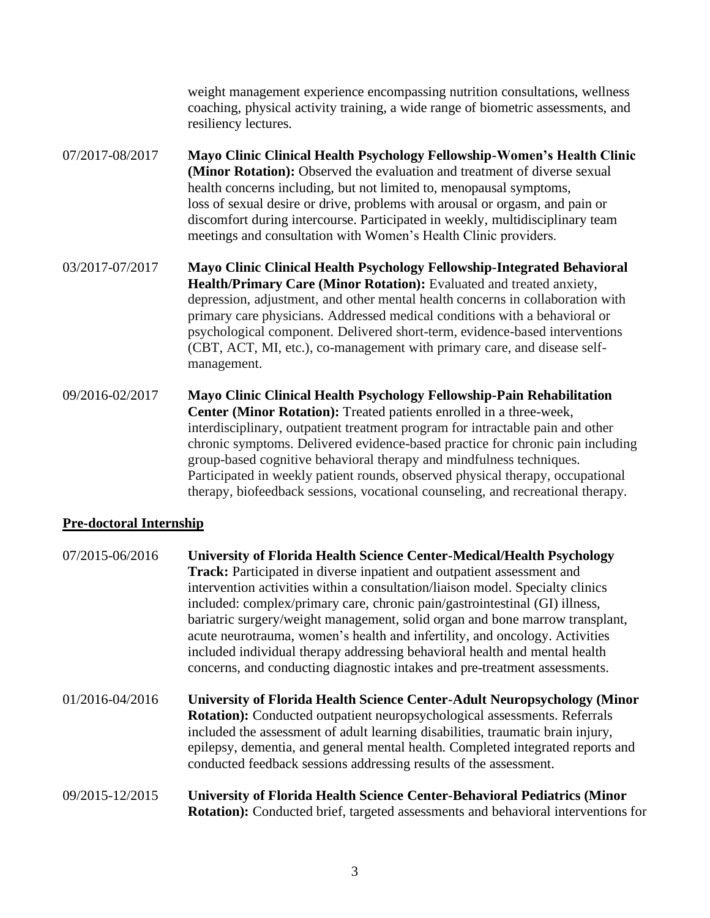weight management experience encompassing nutrition consultations, wellness coaching, physical activity training, a wide range of biometric assessments, and resiliency lectures.

07/2017-08/2017 **Mayo Clinic Clinical Health Psychology Fellowship-Women's Health Clinic (Minor Rotation):** Observed the evaluation and treatment of diverse sexual health concerns including, but not limited to, menopausal symptoms, loss of sexual desire or drive, problems with arousal or orgasm, and pain or discomfort during intercourse. Participated in weekly, multidisciplinary team meetings and consultation with Women's Health Clinic providers.

03/2017-07/2017 **Mayo Clinic Clinical Health Psychology Fellowship-Integrated Behavioral Health/Primary Care (Minor Rotation):** Evaluated and treated anxiety, depression, adjustment, and other mental health concerns in collaboration with primary care physicians. Addressed medical conditions with a behavioral or psychological component. Delivered short-term, evidence-based interventions (CBT, ACT, MI, etc.), co-management with primary care, and disease self-management.

09/2016-02/2017 **Mayo Clinic Clinical Health Psychology Fellowship-Pain Rehabilitation Center (Minor Rotation):** Treated patients enrolled in a three-week, interdisciplinary, outpatient treatment program for intractable pain and other chronic symptoms. Delivered evidence-based practice for chronic pain including group-based cognitive behavioral therapy and mindfulness techniques. Participated in weekly patient rounds, observed physical therapy, occupational therapy, biofeedback sessions, vocational counseling, and recreational therapy.

## Pre-doctoral Internship

07/2015-06/2016 **University of Florida Health Science Center-Medical/Health Psychology Track:** Participated in diverse inpatient and outpatient assessment and intervention activities within a consultation/liaison model. Specialty clinics included: complex/primary care, chronic pain/gastrointestinal (GI) illness, bariatric surgery/weight management, solid organ and bone marrow transplant, acute neurotrauma, women's health and infertility, and oncology. Activities included individual therapy addressing behavioral health and mental health concerns, and conducting diagnostic intakes and pre-treatment assessments.

01/2016-04/2016 **University of Florida Health Science Center-Adult Neuropsychology (Minor Rotation):** Conducted outpatient neuropsychological assessments. Referrals included the assessment of adult learning disabilities, traumatic brain injury, epilepsy, dementia, and general mental health. Completed integrated reports and conducted feedback sessions addressing results of the assessment.

09/2015-12/2015 **University of Florida Health Science Center-Behavioral Pediatrics (Minor Rotation):** Conducted brief, targeted assessments and behavioral interventions for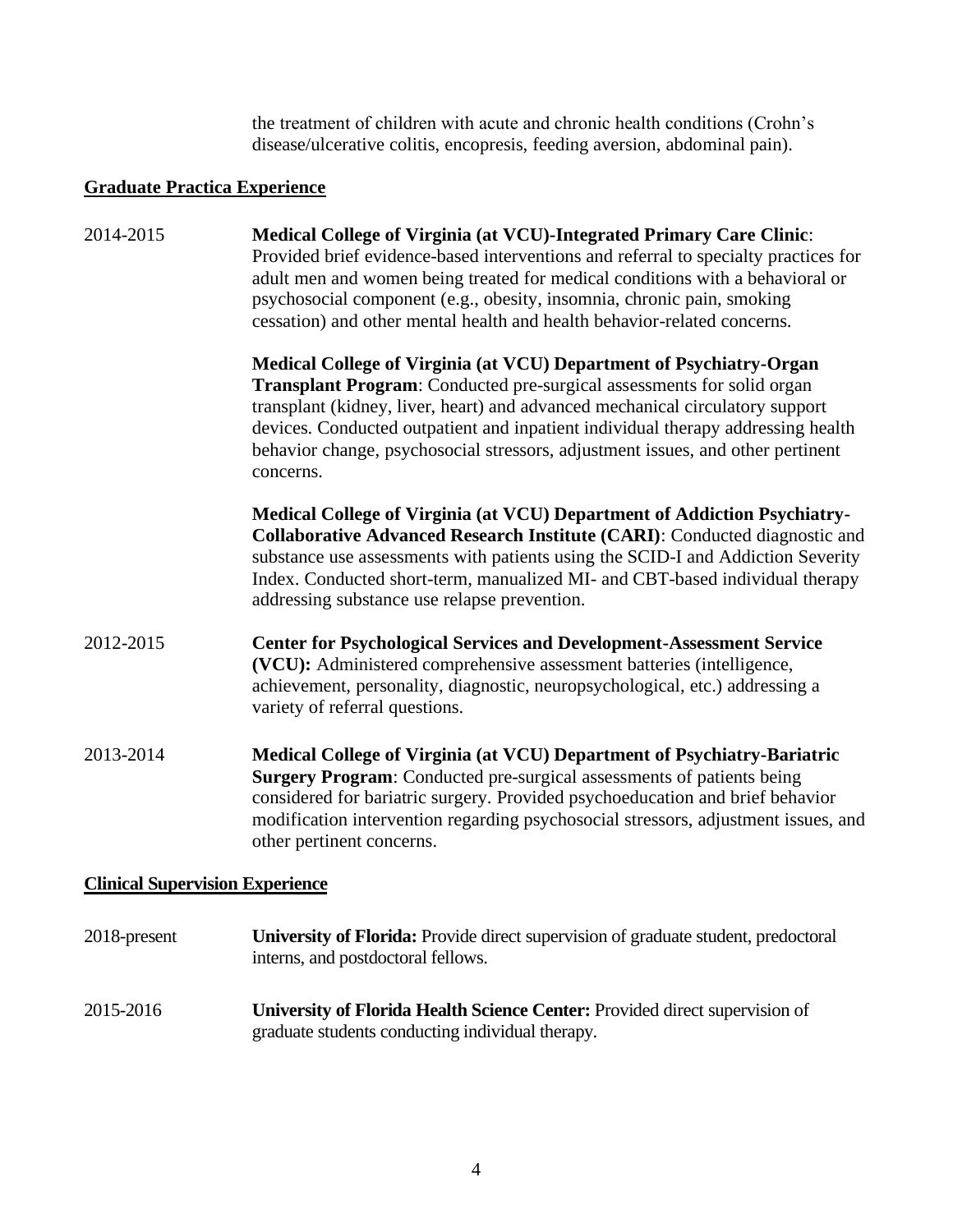the treatment of children with acute and chronic health conditions (Crohn's disease/ulcerative colitis, encopresis, feeding aversion, abdominal pain).

## Graduate Practica Experience

2014-2015 **Medical College of Virginia (at VCU)-Integrated Primary Care Clinic**: Provided brief evidence-based interventions and referral to specialty practices for adult men and women being treated for medical conditions with a behavioral or psychosocial component (e.g., obesity, insomnia, chronic pain, smoking cessation) and other mental health and health behavior-related concerns.

**Medical College of Virginia (at VCU) Department of Psychiatry-Organ Transplant Program**: Conducted pre-surgical assessments for solid organ transplant (kidney, liver, heart) and advanced mechanical circulatory support devices. Conducted outpatient and inpatient individual therapy addressing health behavior change, psychosocial stressors, adjustment issues, and other pertinent concerns.

**Medical College of Virginia (at VCU) Department of Addiction Psychiatry-Collaborative Advanced Research Institute (CARI)**: Conducted diagnostic and substance use assessments with patients using the SCID-I and Addiction Severity Index. Conducted short-term, manualized MI- and CBT-based individual therapy addressing substance use relapse prevention.

2012-2015 **Center for Psychological Services and Development-Assessment Service (VCU):** Administered comprehensive assessment batteries (intelligence, achievement, personality, diagnostic, neuropsychological, etc.) addressing a variety of referral questions.

2013-2014 **Medical College of Virginia (at VCU) Department of Psychiatry-Bariatric Surgery Program**: Conducted pre-surgical assessments of patients being considered for bariatric surgery. Provided psychoeducation and brief behavior modification intervention regarding psychosocial stressors, adjustment issues, and other pertinent concerns.

## Clinical Supervision Experience

2018-present **University of Florida:** Provide direct supervision of graduate student, predoctoral interns, and postdoctoral fellows.

2015-2016 **University of Florida Health Science Center:** Provided direct supervision of graduate students conducting individual therapy.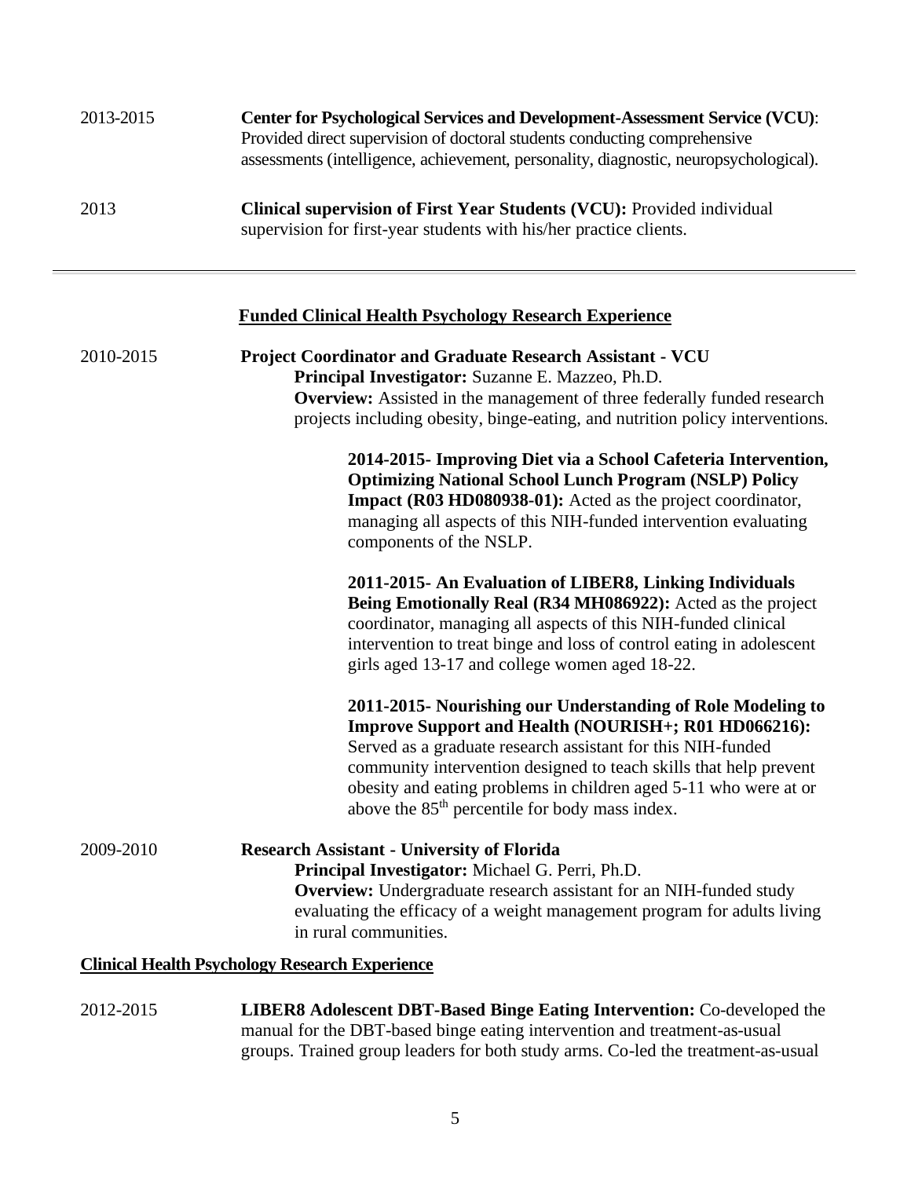2013-2015 **Center for Psychological Services and Development-Assessment Service (VCU)**: Provided direct supervision of doctoral students conducting comprehensive assessments (intelligence, achievement, personality, diagnostic, neuropsychological).

2013 **Clinical supervision of First Year Students (VCU):** Provided individual supervision for first-year students with his/her practice clients.

---

## Funded Clinical Health Psychology Research Experience

2010-2015 **Project Coordinator and Graduate Research Assistant - VCU**

**Principal Investigator:** Suzanne E. Mazzeo, Ph.D.

**Overview:** Assisted in the management of three federally funded research projects including obesity, binge-eating, and nutrition policy interventions.

**2014-2015- Improving Diet via a School Cafeteria Intervention, Optimizing National School Lunch Program (NSLP) Policy Impact (R03 HD080938-01):** Acted as the project coordinator, managing all aspects of this NIH-funded intervention evaluating components of the NSLP.

**2011-2015- An Evaluation of LIBER8, Linking Individuals Being Emotionally Real (R34 MH086922):** Acted as the project coordinator, managing all aspects of this NIH-funded clinical intervention to treat binge and loss of control eating in adolescent girls aged 13-17 and college women aged 18-22.

**2011-2015- Nourishing our Understanding of Role Modeling to Improve Support and Health (NOURISH+; R01 HD066216):** Served as a graduate research assistant for this NIH-funded community intervention designed to teach skills that help prevent obesity and eating problems in children aged 5-11 who were at or above the 85th percentile for body mass index.

2009-2010 **Research Assistant - University of Florida**

**Principal Investigator:** Michael G. Perri, Ph.D.

**Overview:** Undergraduate research assistant for an NIH-funded study evaluating the efficacy of a weight management program for adults living in rural communities.

## Clinical Health Psychology Research Experience

2012-2015 **LIBER8 Adolescent DBT-Based Binge Eating Intervention:** Co-developed the manual for the DBT-based binge eating intervention and treatment-as-usual groups. Trained group leaders for both study arms. Co-led the treatment-as-usual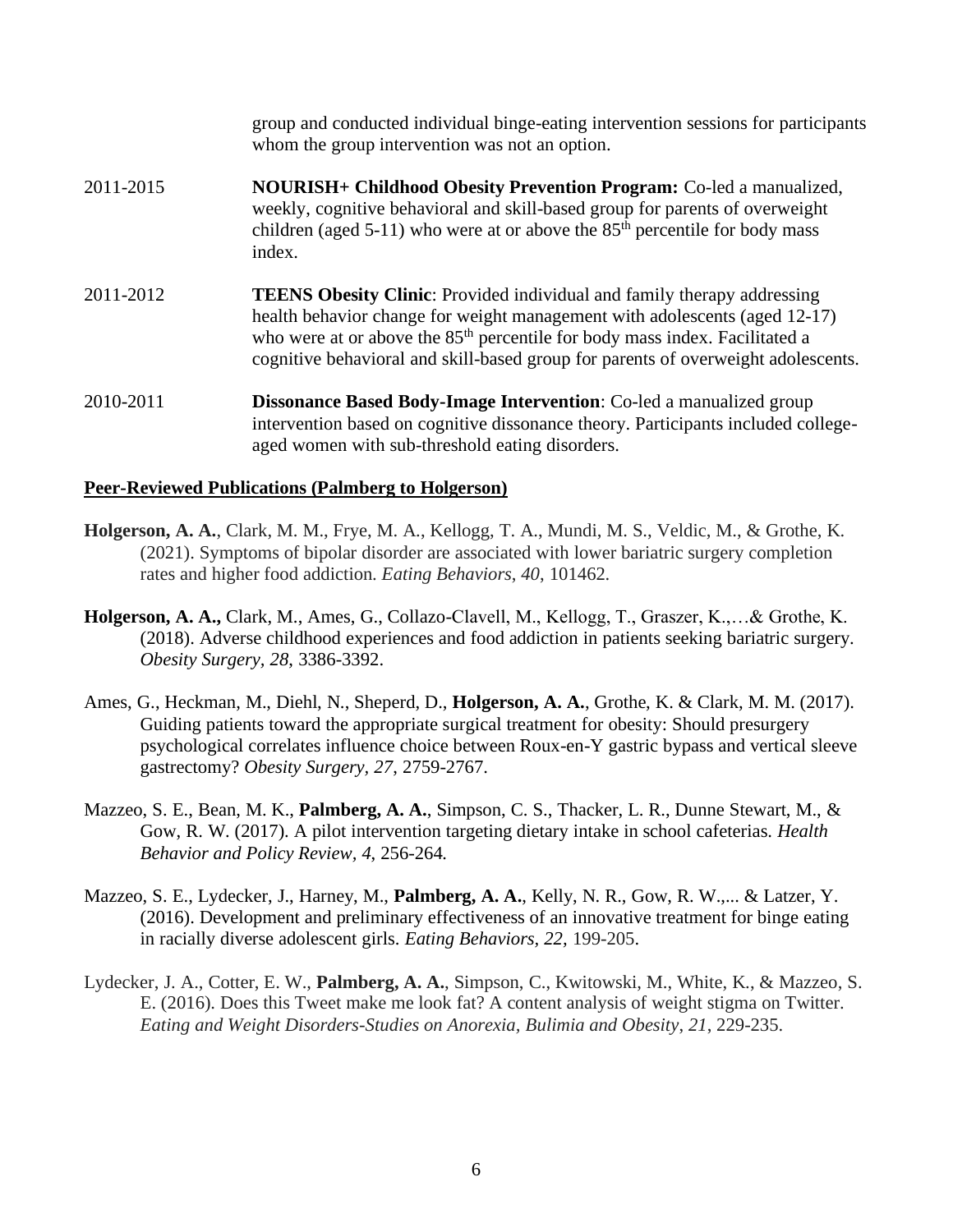group and conducted individual binge-eating intervention sessions for participants whom the group intervention was not an option.

2011-2015 **NOURISH+ Childhood Obesity Prevention Program:** Co-led a manualized, weekly, cognitive behavioral and skill-based group for parents of overweight children (aged 5-11) who were at or above the 85th percentile for body mass index.

2011-2012 **TEENS Obesity Clinic**: Provided individual and family therapy addressing health behavior change for weight management with adolescents (aged 12-17) who were at or above the 85th percentile for body mass index. Facilitated a cognitive behavioral and skill-based group for parents of overweight adolescents.

2010-2011 **Dissonance Based Body-Image Intervention**: Co-led a manualized group intervention based on cognitive dissonance theory. Participants included college-aged women with sub-threshold eating disorders.

**Peer-Reviewed Publications (Palmberg to Holgerson)**

**Holgerson, A. A.**, Clark, M. M., Frye, M. A., Kellogg, T. A., Mundi, M. S., Veldic, M., & Grothe, K. (2021). Symptoms of bipolar disorder are associated with lower bariatric surgery completion rates and higher food addiction. *Eating Behaviors*, *40*, 101462.

**Holgerson, A. A.,** Clark, M., Ames, G., Collazo-Clavell, M., Kellogg, T., Graszer, K.,…& Grothe, K. (2018). Adverse childhood experiences and food addiction in patients seeking bariatric surgery. *Obesity Surgery, 28*, 3386-3392.

Ames, G., Heckman, M., Diehl, N., Sheperd, D., **Holgerson, A. A.**, Grothe, K. & Clark, M. M. (2017). Guiding patients toward the appropriate surgical treatment for obesity: Should presurgery psychological correlates influence choice between Roux-en-Y gastric bypass and vertical sleeve gastrectomy? *Obesity Surgery, 27*, 2759-2767.

Mazzeo, S. E., Bean, M. K., **Palmberg, A. A.**, Simpson, C. S., Thacker, L. R., Dunne Stewart, M., & Gow, R. W. (2017). A pilot intervention targeting dietary intake in school cafeterias. *Health Behavior and Policy Review, 4*, 256-264.

Mazzeo, S. E., Lydecker, J., Harney, M., **Palmberg, A. A.**, Kelly, N. R., Gow, R. W.,... & Latzer, Y. (2016). Development and preliminary effectiveness of an innovative treatment for binge eating in racially diverse adolescent girls. *Eating Behaviors, 22*, 199-205.

Lydecker, J. A., Cotter, E. W., **Palmberg, A. A.**, Simpson, C., Kwitowski, M., White, K., & Mazzeo, S. E. (2016). Does this Tweet make me look fat? A content analysis of weight stigma on Twitter. *Eating and Weight Disorders-Studies on Anorexia, Bulimia and Obesity*, *21*, 229-235.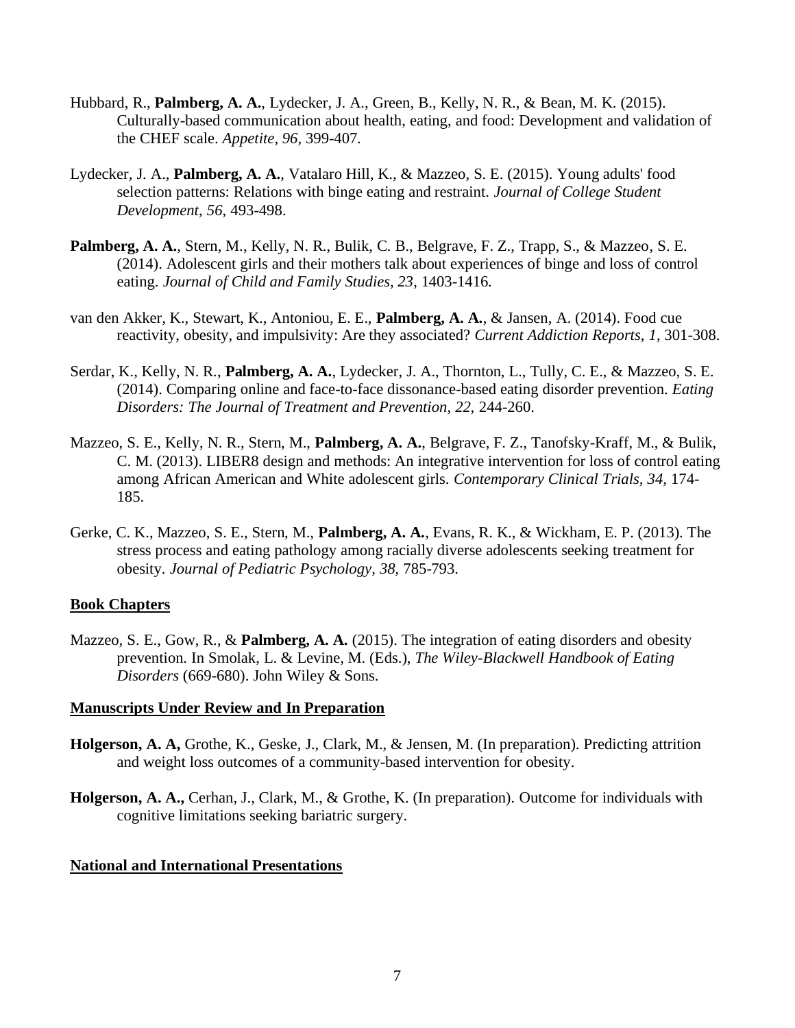Hubbard, R., **Palmberg, A. A.**, Lydecker, J. A., Green, B., Kelly, N. R., & Bean, M. K. (2015). Culturally-based communication about health, eating, and food: Development and validation of the CHEF scale. *Appetite, 96*, 399-407.

Lydecker, J. A., **Palmberg, A. A.**, Vatalaro Hill, K., & Mazzeo, S. E. (2015). Young adults' food selection patterns: Relations with binge eating and restraint. *Journal of College Student Development*, *56*, 493-498.

**Palmberg, A. A.**, Stern, M., Kelly, N. R., Bulik, C. B., Belgrave, F. Z., Trapp, S., & Mazzeo, S. E. (2014). Adolescent girls and their mothers talk about experiences of binge and loss of control eating. *Journal of Child and Family Studies, 23*, 1403-1416.

van den Akker, K., Stewart, K., Antoniou, E. E., **Palmberg, A. A.**, & Jansen, A. (2014). Food cue reactivity, obesity, and impulsivity: Are they associated? *Current Addiction Reports*, *1*, 301-308.

Serdar, K., Kelly, N. R., **Palmberg, A. A.**, Lydecker, J. A., Thornton, L., Tully, C. E., & Mazzeo, S. E. (2014). Comparing online and face-to-face dissonance-based eating disorder prevention. *Eating Disorders: The Journal of Treatment and Prevention, 22,* 244-260.

Mazzeo, S. E., Kelly, N. R., Stern, M., **Palmberg, A. A.**, Belgrave, F. Z., Tanofsky-Kraff, M., & Bulik, C. M. (2013). LIBER8 design and methods: An integrative intervention for loss of control eating among African American and White adolescent girls. *Contemporary Clinical Trials, 34,* 174-185.

Gerke, C. K., Mazzeo, S. E., Stern, M., **Palmberg, A. A.**, Evans, R. K., & Wickham, E. P. (2013). The stress process and eating pathology among racially diverse adolescents seeking treatment for obesity. *Journal of Pediatric Psychology, 38,* 785-793.

**Book Chapters**

Mazzeo, S. E., Gow, R., & **Palmberg, A. A.** (2015). The integration of eating disorders and obesity prevention. In Smolak, L. & Levine, M. (Eds.), *The Wiley-Blackwell Handbook of Eating Disorders* (669-680). John Wiley & Sons.

**Manuscripts Under Review and In Preparation**

**Holgerson, A. A,** Grothe, K., Geske, J., Clark, M., & Jensen, M. (In preparation). Predicting attrition and weight loss outcomes of a community-based intervention for obesity.

**Holgerson, A. A.,** Cerhan, J., Clark, M., & Grothe, K. (In preparation). Outcome for individuals with cognitive limitations seeking bariatric surgery.

**National and International Presentations**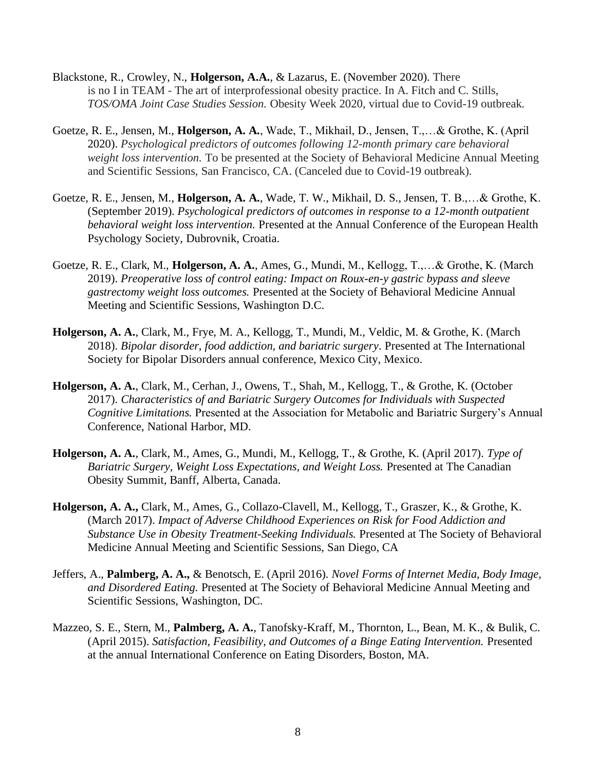Blackstone, R., Crowley, N., **Holgerson, A.A.**, & Lazarus, E. (November 2020). There is no I in TEAM - The art of interprofessional obesity practice. In A. Fitch and C. Stills, *TOS/OMA Joint Case Studies Session.* Obesity Week 2020, virtual due to Covid-19 outbreak.

Goetze, R. E., Jensen, M., **Holgerson, A. A.**, Wade, T., Mikhail, D., Jensen, T.,…& Grothe, K. (April 2020). *Psychological predictors of outcomes following 12-month primary care behavioral weight loss intervention.* To be presented at the Society of Behavioral Medicine Annual Meeting and Scientific Sessions, San Francisco, CA. (Canceled due to Covid-19 outbreak).

Goetze, R. E., Jensen, M., **Holgerson, A. A.**, Wade, T. W., Mikhail, D. S., Jensen, T. B.,…& Grothe, K. (September 2019). *Psychological predictors of outcomes in response to a 12-month outpatient behavioral weight loss intervention.* Presented at the Annual Conference of the European Health Psychology Society, Dubrovnik, Croatia.

Goetze, R. E., Clark, M., **Holgerson, A. A.**, Ames, G., Mundi, M., Kellogg, T.,…& Grothe, K. (March 2019). *Preoperative loss of control eating: Impact on Roux-en-y gastric bypass and sleeve gastrectomy weight loss outcomes.* Presented at the Society of Behavioral Medicine Annual Meeting and Scientific Sessions, Washington D.C.

**Holgerson, A. A.**, Clark, M., Frye, M. A., Kellogg, T., Mundi, M., Veldic, M. & Grothe, K. (March 2018). *Bipolar disorder, food addiction, and bariatric surgery*. Presented at The International Society for Bipolar Disorders annual conference, Mexico City, Mexico.

**Holgerson, A. A.**, Clark, M., Cerhan, J., Owens, T., Shah, M., Kellogg, T., & Grothe, K. (October 2017). *Characteristics of and Bariatric Surgery Outcomes for Individuals with Suspected Cognitive Limitations.* Presented at the Association for Metabolic and Bariatric Surgery's Annual Conference, National Harbor, MD.

**Holgerson, A. A.**, Clark, M., Ames, G., Mundi, M., Kellogg, T., & Grothe, K. (April 2017). *Type of Bariatric Surgery, Weight Loss Expectations, and Weight Loss.* Presented at The Canadian Obesity Summit, Banff, Alberta, Canada.

**Holgerson, A. A.,** Clark, M., Ames, G., Collazo-Clavell, M., Kellogg, T., Graszer, K., & Grothe, K. (March 2017). *Impact of Adverse Childhood Experiences on Risk for Food Addiction and Substance Use in Obesity Treatment-Seeking Individuals.* Presented at The Society of Behavioral Medicine Annual Meeting and Scientific Sessions, San Diego, CA

Jeffers, A., **Palmberg, A. A.,** & Benotsch, E. (April 2016). *Novel Forms of Internet Media, Body Image, and Disordered Eating.* Presented at The Society of Behavioral Medicine Annual Meeting and Scientific Sessions, Washington, DC.

Mazzeo, S. E., Stern, M., **Palmberg, A. A.**, Tanofsky-Kraff, M., Thornton, L., Bean, M. K., & Bulik, C. (April 2015). *Satisfaction, Feasibility, and Outcomes of a Binge Eating Intervention.* Presented at the annual International Conference on Eating Disorders, Boston, MA.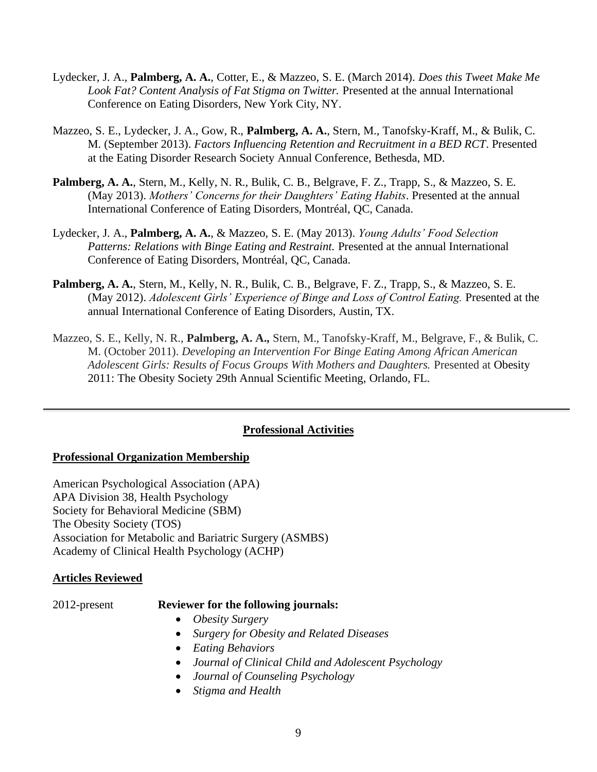Lydecker, J. A., **Palmberg, A. A.**, Cotter, E., & Mazzeo, S. E. (March 2014). *Does this Tweet Make Me Look Fat? Content Analysis of Fat Stigma on Twitter.* Presented at the annual International Conference on Eating Disorders, New York City, NY.

Mazzeo, S. E., Lydecker, J. A., Gow, R., **Palmberg, A. A.**, Stern, M., Tanofsky-Kraff, M., & Bulik, C. M. (September 2013). *Factors Influencing Retention and Recruitment in a BED RCT*. Presented at the Eating Disorder Research Society Annual Conference, Bethesda, MD.

**Palmberg, A. A.**, Stern, M., Kelly, N. R., Bulik, C. B., Belgrave, F. Z., Trapp, S., & Mazzeo, S. E. (May 2013). *Mothers' Concerns for their Daughters' Eating Habits*. Presented at the annual International Conference of Eating Disorders, Montréal, QC, Canada.

Lydecker, J. A., **Palmberg, A. A.**, & Mazzeo, S. E. (May 2013). *Young Adults' Food Selection Patterns: Relations with Binge Eating and Restraint.* Presented at the annual International Conference of Eating Disorders, Montréal, QC, Canada.

**Palmberg, A. A.**, Stern, M., Kelly, N. R., Bulik, C. B., Belgrave, F. Z., Trapp, S., & Mazzeo, S. E. (May 2012). *Adolescent Girls' Experience of Binge and Loss of Control Eating.* Presented at the annual International Conference of Eating Disorders, Austin, TX.

Mazzeo, S. E., Kelly, N. R., **Palmberg, A. A.,** Stern, M., Tanofsky-Kraff, M., Belgrave, F., & Bulik, C. M. (October 2011). *Developing an Intervention For Binge Eating Among African American Adolescent Girls: Results of Focus Groups With Mothers and Daughters.* Presented at Obesity 2011: The Obesity Society 29th Annual Scientific Meeting, Orlando, FL.

---

## Professional Activities

### Professional Organization Membership

American Psychological Association (APA)
APA Division 38, Health Psychology
Society for Behavioral Medicine (SBM)
The Obesity Society (TOS)
Association for Metabolic and Bariatric Surgery (ASMBS)
Academy of Clinical Health Psychology (ACHP)

### Articles Reviewed

2012-present **Reviewer for the following journals:**

- *Obesity Surgery*
- *Surgery for Obesity and Related Diseases*
- *Eating Behaviors*
- *Journal of Clinical Child and Adolescent Psychology*
- *Journal of Counseling Psychology*
- *Stigma and Health*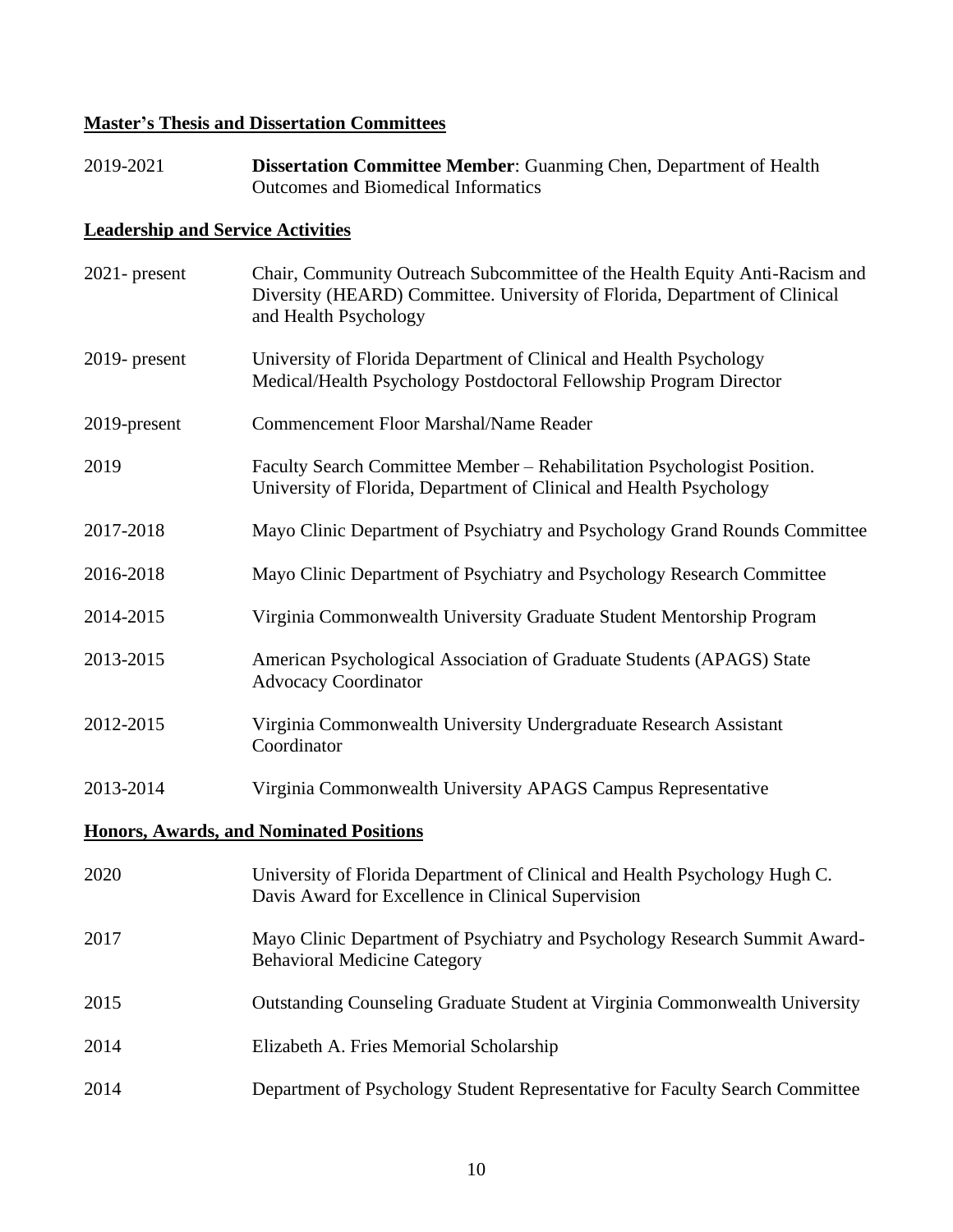## Master's Thesis and Dissertation Committees

2019-2021 **Dissertation Committee Member**: Guanming Chen, Department of Health Outcomes and Biomedical Informatics

## Leadership and Service Activities

2021- present Chair, Community Outreach Subcommittee of the Health Equity Anti-Racism and Diversity (HEARD) Committee. University of Florida, Department of Clinical and Health Psychology

2019- present University of Florida Department of Clinical and Health Psychology Medical/Health Psychology Postdoctoral Fellowship Program Director

2019-present Commencement Floor Marshal/Name Reader

2019 Faculty Search Committee Member – Rehabilitation Psychologist Position. University of Florida, Department of Clinical and Health Psychology

2017-2018 Mayo Clinic Department of Psychiatry and Psychology Grand Rounds Committee

2016-2018 Mayo Clinic Department of Psychiatry and Psychology Research Committee

2014-2015 Virginia Commonwealth University Graduate Student Mentorship Program

2013-2015 American Psychological Association of Graduate Students (APAGS) State Advocacy Coordinator

2012-2015 Virginia Commonwealth University Undergraduate Research Assistant Coordinator

2013-2014 Virginia Commonwealth University APAGS Campus Representative

## Honors, Awards, and Nominated Positions

2020 University of Florida Department of Clinical and Health Psychology Hugh C. Davis Award for Excellence in Clinical Supervision

2017 Mayo Clinic Department of Psychiatry and Psychology Research Summit Award-Behavioral Medicine Category

2015 Outstanding Counseling Graduate Student at Virginia Commonwealth University

2014 Elizabeth A. Fries Memorial Scholarship

2014 Department of Psychology Student Representative for Faculty Search Committee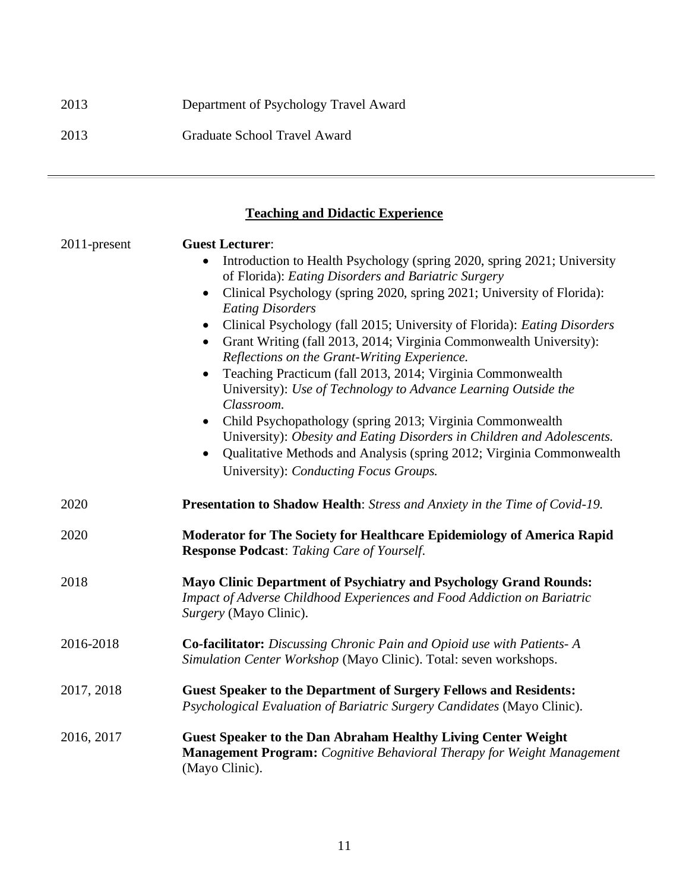2013 Department of Psychology Travel Award

2013 Graduate School Travel Award

---

## Teaching and Didactic Experience

2011-present **Guest Lecturer**:

- Introduction to Health Psychology (spring 2020, spring 2021; University of Florida): *Eating Disorders and Bariatric Surgery*
- Clinical Psychology (spring 2020, spring 2021; University of Florida): *Eating Disorders*
- Clinical Psychology (fall 2015; University of Florida): *Eating Disorders*
- Grant Writing (fall 2013, 2014; Virginia Commonwealth University): *Reflections on the Grant-Writing Experience.*
- Teaching Practicum (fall 2013, 2014; Virginia Commonwealth University): *Use of Technology to Advance Learning Outside the Classroom.*
- Child Psychopathology (spring 2013; Virginia Commonwealth University): *Obesity and Eating Disorders in Children and Adolescents.*
- Qualitative Methods and Analysis (spring 2012; Virginia Commonwealth University): *Conducting Focus Groups.*

2020 **Presentation to Shadow Health**: *Stress and Anxiety in the Time of Covid-19.*

2020 **Moderator for The Society for Healthcare Epidemiology of America Rapid Response Podcast**: *Taking Care of Yourself*.

2018 **Mayo Clinic Department of Psychiatry and Psychology Grand Rounds:** *Impact of Adverse Childhood Experiences and Food Addiction on Bariatric Surgery* (Mayo Clinic).

2016-2018 **Co-facilitator:** *Discussing Chronic Pain and Opioid use with Patients- A Simulation Center Workshop* (Mayo Clinic). Total: seven workshops.

2017, 2018 **Guest Speaker to the Department of Surgery Fellows and Residents:** *Psychological Evaluation of Bariatric Surgery Candidates* (Mayo Clinic).

2016, 2017 **Guest Speaker to the Dan Abraham Healthy Living Center Weight Management Program:** *Cognitive Behavioral Therapy for Weight Management* (Mayo Clinic).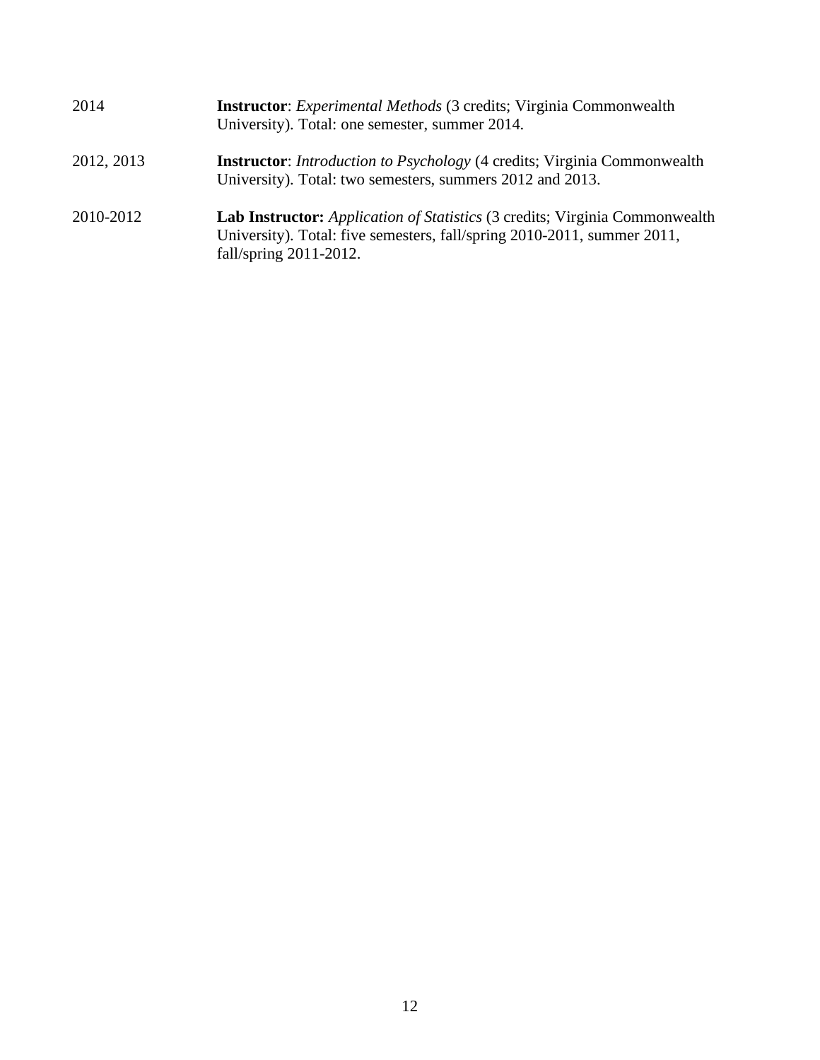2014 — **Instructor**: *Experimental Methods* (3 credits; Virginia Commonwealth University). Total: one semester, summer 2014.

2012, 2013 — **Instructor**: *Introduction to Psychology* (4 credits; Virginia Commonwealth University). Total: two semesters, summers 2012 and 2013.

2010-2012 — **Lab Instructor:** *Application of Statistics* (3 credits; Virginia Commonwealth University). Total: five semesters, fall/spring 2010-2011, summer 2011, fall/spring 2011-2012.